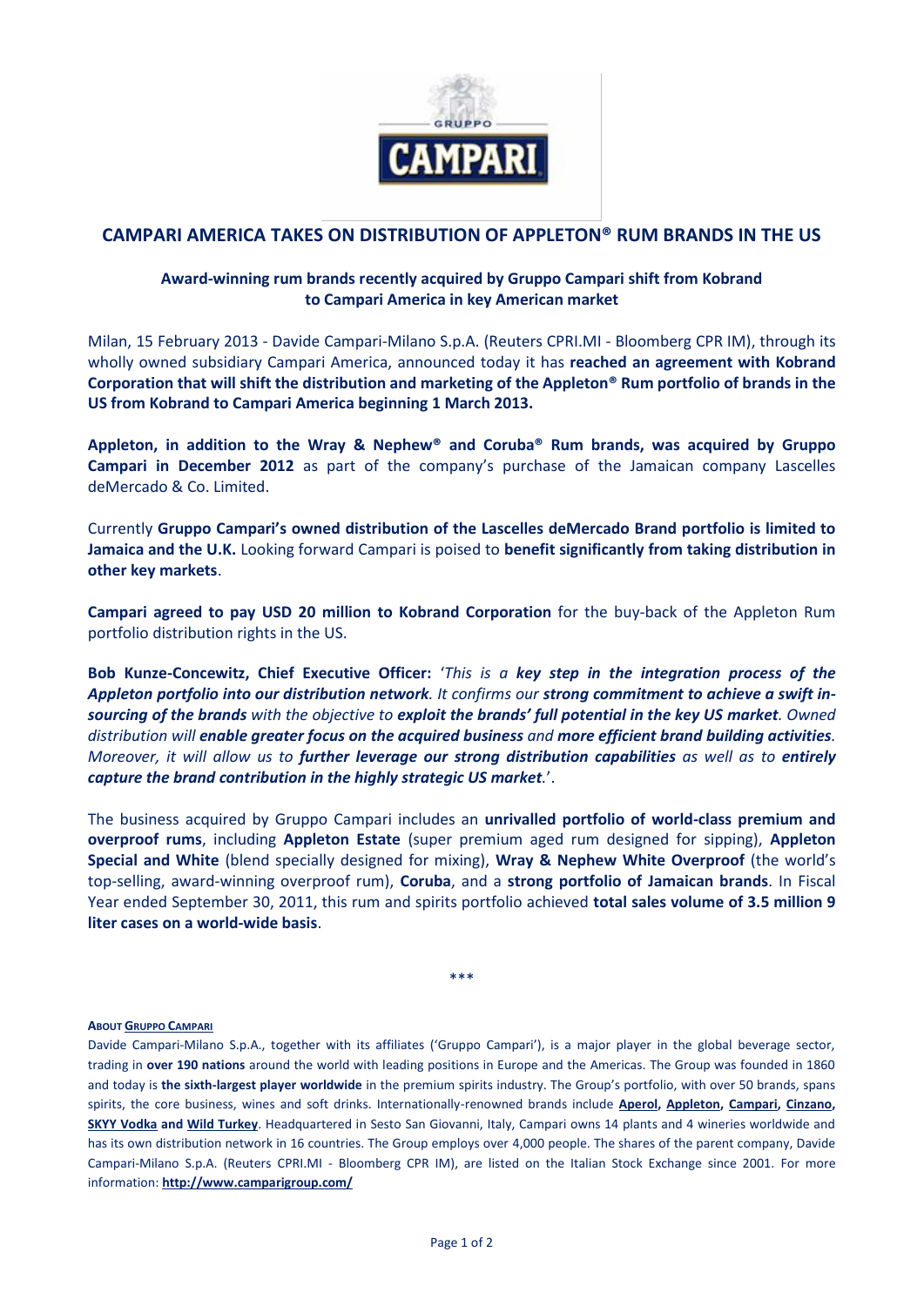# CAMPARI AMERICA TAKES ON DISTRIBUTION OF APPLETON® RUM BRANDS IN THE US

### Award-winning rum brands recently acquired by Gruppo Campari shift from Kobrand to Campari America in key American market

Milan, 15 February 2013 - Davide Campari-Milano S.p.A. (Reuters CPRI.MI - Bloomberg CPR IM), through its wholly owned subsidiary Campari America, announced today it has **reached an agreement with Kobrand Corporation that will shift the distribution and marketing of the Appleton® Rum portfolio of brands in the US from Kobrand to Campari America beginning 1 March 2013.**

**Appleton, in addition to the Wray & Nephew® and Coruba® Rum brands, was acquired by Gruppo Campari in December 2012** as part of the company's purchase of the Jamaican company Lascelles deMercado & Co. Limited.

Currently **Gruppo Campari's owned distribution of the Lascelles deMercado Brand portfolio is limited to Jamaica and the U.K.** Looking forward Campari is poised to **benefit significantly from taking distribution in other key markets**.

**Campari agreed to pay USD 20 million to Kobrand Corporation** for the buy-back of the Appleton Rum portfolio distribution rights in the US.

**Bob Kunze-Concewitz, Chief Executive Officer:** '*This is a **key step in the integration process of the Appleton portfolio into our distribution network**. It confirms our **strong commitment to achieve a swift in-sourcing of the brands** with the objective to **exploit the brands' full potential in the key US market**. Owned distribution will **enable greater focus on the acquired business** and **more efficient brand building activities**. Moreover, it will allow us to **further leverage our strong distribution capabilities** as well as to **entirely capture the brand contribution in the highly strategic US market**.*'.

The business acquired by Gruppo Campari includes an **unrivalled portfolio of world-class premium and overproof rums**, including **Appleton Estate** (super premium aged rum designed for sipping), **Appleton Special and White** (blend specially designed for mixing), **Wray & Nephew White Overproof** (the world's top-selling, award-winning overproof rum), **Coruba**, and a **strong portfolio of Jamaican brands**. In Fiscal Year ended September 30, 2011, this rum and spirits portfolio achieved **total sales volume of 3.5 million 9 liter cases on a world-wide basis**.

***

**ABOUT GRUPPO CAMPARI**

Davide Campari-Milano S.p.A., together with its affiliates ('Gruppo Campari'), is a major player in the global beverage sector, trading in **over 190 nations** around the world with leading positions in Europe and the Americas. The Group was founded in 1860 and today is **the sixth-largest player worldwide** in the premium spirits industry. The Group's portfolio, with over 50 brands, spans spirits, the core business, wines and soft drinks. Internationally-renowned brands include **Aperol**, **Appleton**, **Campari**, **Cinzano**, **SKYY Vodka** and **Wild Turkey**. Headquartered in Sesto San Giovanni, Italy, Campari owns 14 plants and 4 wineries worldwide and has its own distribution network in 16 countries. The Group employs over 4,000 people. The shares of the parent company, Davide Campari-Milano S.p.A. (Reuters CPRI.MI - Bloomberg CPR IM), are listed on the Italian Stock Exchange since 2001. For more information: **http://www.camparigroup.com/**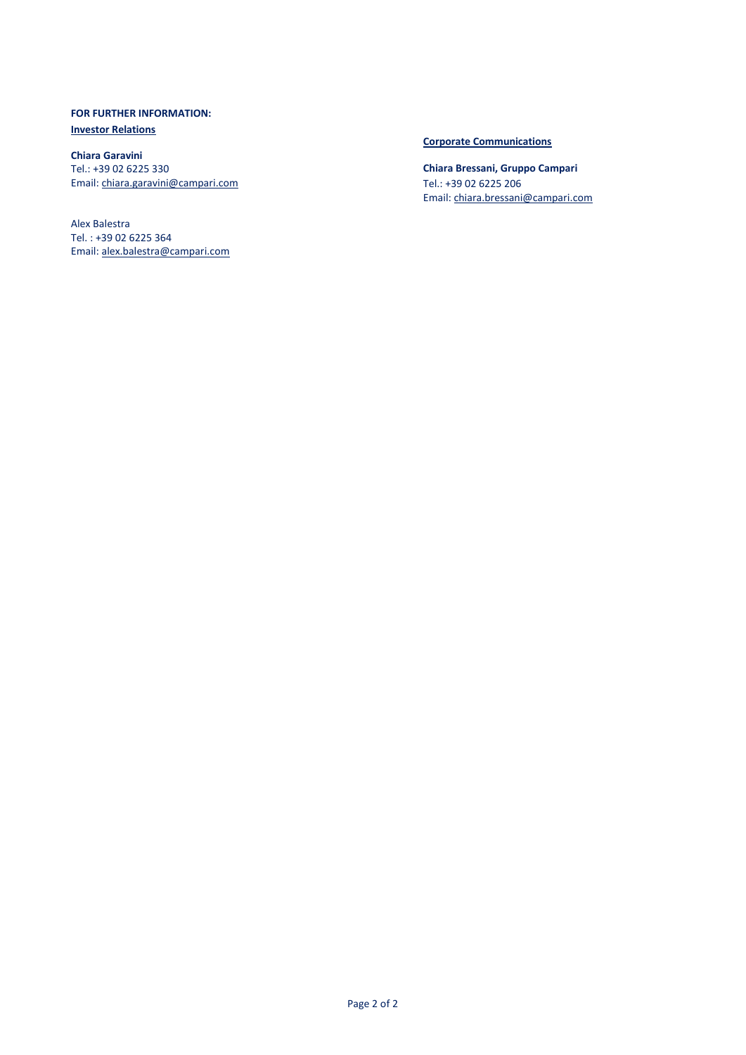**FOR FURTHER INFORMATION:**

**Investor Relations**

**Chiara Garavini**
Tel.: +39 02 6225 330
Email: chiara.garavini@campari.com

Alex Balestra
Tel. : +39 02 6225 364
Email: alex.balestra@campari.com

**Corporate Communications**

**Chiara Bressani, Gruppo Campari**
Tel.: +39 02 6225 206
Email: chiara.bressani@campari.com